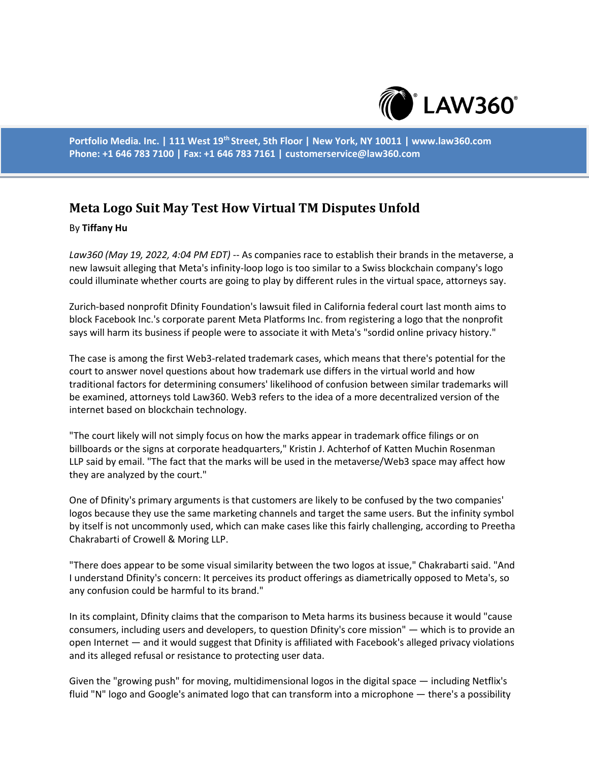Portfolio Media. Inc. | 111 West 19th Street, 5th Floor | New York, NY 10011 | www.law360.com
Phone: +1 646 783 7100 | Fax: +1 646 783 7161 | customerservice@law360.com

# Meta Logo Suit May Test How Virtual TM Disputes Unfold

By **Tiffany Hu**

*Law360 (May 19, 2022, 4:04 PM EDT)* -- As companies race to establish their brands in the metaverse, a new lawsuit alleging that Meta's infinity-loop logo is too similar to a Swiss blockchain company's logo could illuminate whether courts are going to play by different rules in the virtual space, attorneys say.

Zurich-based nonprofit Dfinity Foundation's lawsuit filed in California federal court last month aims to block Facebook Inc.'s corporate parent Meta Platforms Inc. from registering a logo that the nonprofit says will harm its business if people were to associate it with Meta's "sordid online privacy history."

The case is among the first Web3-related trademark cases, which means that there's potential for the court to answer novel questions about how trademark use differs in the virtual world and how traditional factors for determining consumers' likelihood of confusion between similar trademarks will be examined, attorneys told Law360. Web3 refers to the idea of a more decentralized version of the internet based on blockchain technology.

"The court likely will not simply focus on how the marks appear in trademark office filings or on billboards or the signs at corporate headquarters," Kristin J. Achterhof of Katten Muchin Rosenman LLP said by email. "The fact that the marks will be used in the metaverse/Web3 space may affect how they are analyzed by the court."

One of Dfinity's primary arguments is that customers are likely to be confused by the two companies' logos because they use the same marketing channels and target the same users. But the infinity symbol by itself is not uncommonly used, which can make cases like this fairly challenging, according to Preetha Chakrabarti of Crowell & Moring LLP.

"There does appear to be some visual similarity between the two logos at issue," Chakrabarti said. "And I understand Dfinity's concern: It perceives its product offerings as diametrically opposed to Meta's, so any confusion could be harmful to its brand."

In its complaint, Dfinity claims that the comparison to Meta harms its business because it would "cause consumers, including users and developers, to question Dfinity's core mission" — which is to provide an open Internet — and it would suggest that Dfinity is affiliated with Facebook's alleged privacy violations and its alleged refusal or resistance to protecting user data.

Given the "growing push" for moving, multidimensional logos in the digital space — including Netflix's fluid "N" logo and Google's animated logo that can transform into a microphone — there's a possibility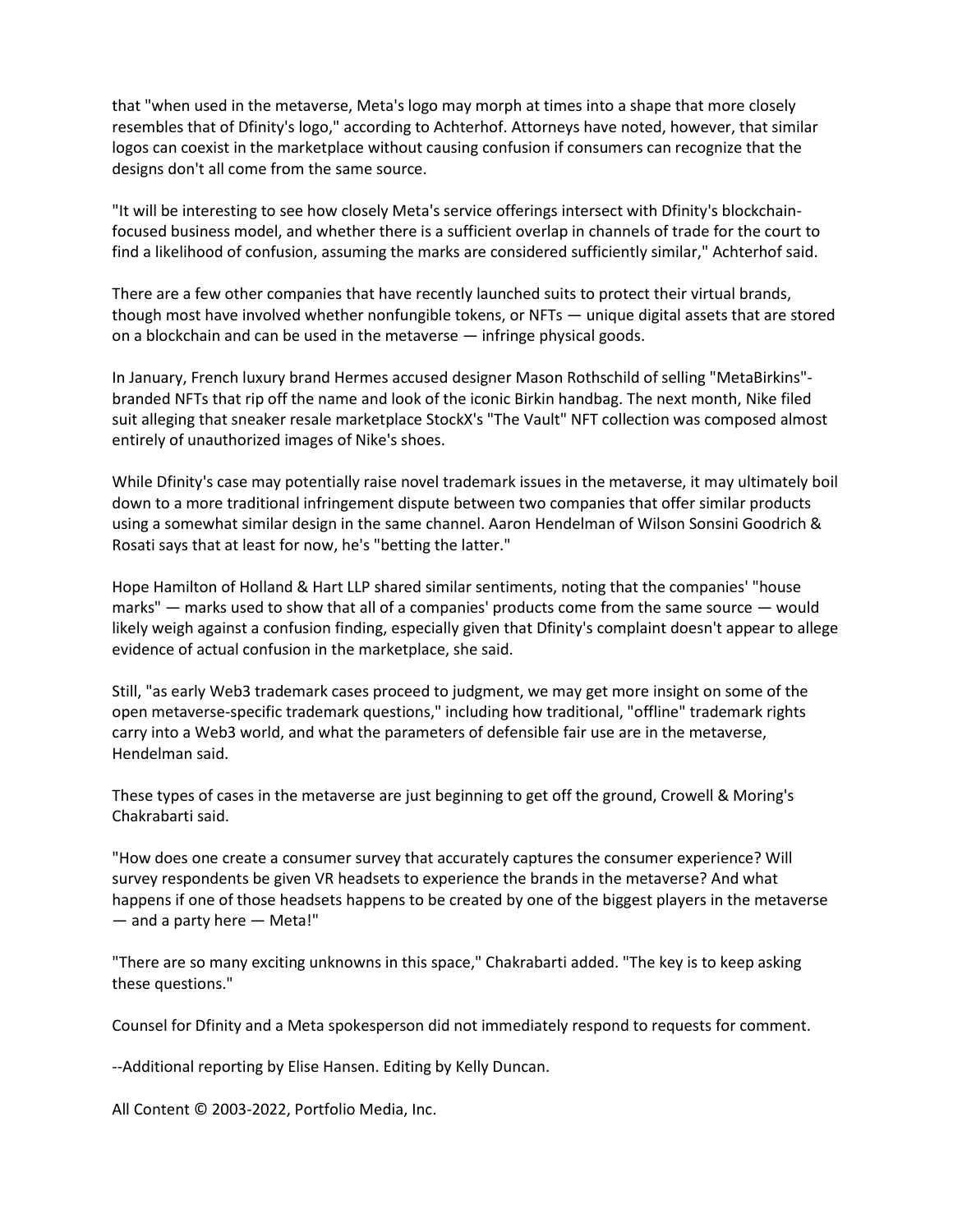that "when used in the metaverse, Meta's logo may morph at times into a shape that more closely resembles that of Dfinity's logo," according to Achterhof. Attorneys have noted, however, that similar logos can coexist in the marketplace without causing confusion if consumers can recognize that the designs don't all come from the same source.

"It will be interesting to see how closely Meta's service offerings intersect with Dfinity's blockchain-focused business model, and whether there is a sufficient overlap in channels of trade for the court to find a likelihood of confusion, assuming the marks are considered sufficiently similar," Achterhof said.

There are a few other companies that have recently launched suits to protect their virtual brands, though most have involved whether nonfungible tokens, or NFTs — unique digital assets that are stored on a blockchain and can be used in the metaverse — infringe physical goods.

In January, French luxury brand Hermes accused designer Mason Rothschild of selling "MetaBirkins"-branded NFTs that rip off the name and look of the iconic Birkin handbag. The next month, Nike filed suit alleging that sneaker resale marketplace StockX's "The Vault" NFT collection was composed almost entirely of unauthorized images of Nike's shoes.

While Dfinity's case may potentially raise novel trademark issues in the metaverse, it may ultimately boil down to a more traditional infringement dispute between two companies that offer similar products using a somewhat similar design in the same channel. Aaron Hendelman of Wilson Sonsini Goodrich & Rosati says that at least for now, he's "betting the latter."

Hope Hamilton of Holland & Hart LLP shared similar sentiments, noting that the companies' "house marks" — marks used to show that all of a companies' products come from the same source — would likely weigh against a confusion finding, especially given that Dfinity's complaint doesn't appear to allege evidence of actual confusion in the marketplace, she said.

Still, "as early Web3 trademark cases proceed to judgment, we may get more insight on some of the open metaverse-specific trademark questions," including how traditional, "offline" trademark rights carry into a Web3 world, and what the parameters of defensible fair use are in the metaverse, Hendelman said.

These types of cases in the metaverse are just beginning to get off the ground, Crowell & Moring's Chakrabarti said.

"How does one create a consumer survey that accurately captures the consumer experience? Will survey respondents be given VR headsets to experience the brands in the metaverse? And what happens if one of those headsets happens to be created by one of the biggest players in the metaverse — and a party here — Meta!"

"There are so many exciting unknowns in this space," Chakrabarti added. "The key is to keep asking these questions."

Counsel for Dfinity and a Meta spokesperson did not immediately respond to requests for comment.

--Additional reporting by Elise Hansen. Editing by Kelly Duncan.

All Content © 2003-2022, Portfolio Media, Inc.